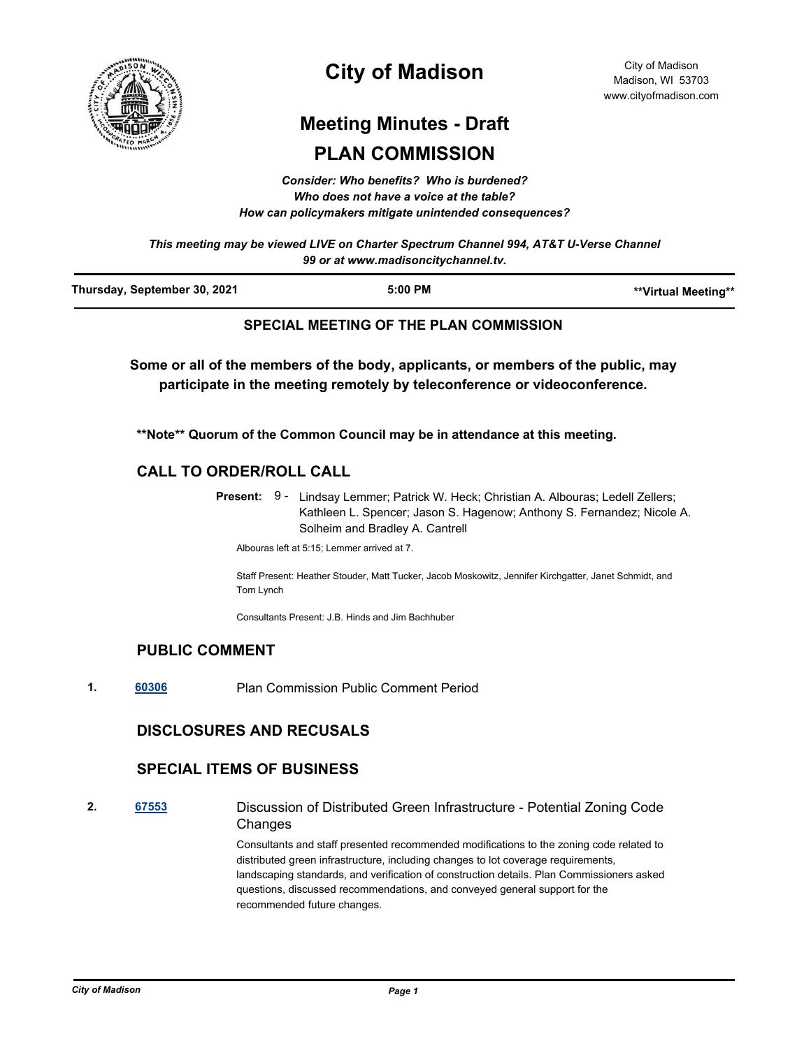# City of Madison

City of Madison
Madison, WI 53703
www.cityofmadison.com

## Meeting Minutes - Draft

## PLAN COMMISSION

***Consider: Who benefits? Who is burdened?***
***Who does not have a voice at the table?***
***How can policymakers mitigate unintended consequences?***

***This meeting may be viewed LIVE on Charter Spectrum Channel 994, AT&T U-Verse Channel 99 or at www.madisoncitychannel.tv.***

**Thursday, September 30, 2021** | **5:00 PM** | **\*\*Virtual Meeting\*\***

**SPECIAL MEETING OF THE PLAN COMMISSION**

**Some or all of the members of the body, applicants, or members of the public, may participate in the meeting remotely by teleconference or videoconference.**

**\*\*Note\*\* Quorum of the Common Council may be in attendance at this meeting.**

## CALL TO ORDER/ROLL CALL

**Present:** 9 - Lindsay Lemmer; Patrick W. Heck; Christian A. Albouras; Ledell Zellers; Kathleen L. Spencer; Jason S. Hagenow; Anthony S. Fernandez; Nicole A. Solheim and Bradley A. Cantrell

Albouras left at 5:15; Lemmer arrived at 7.

Staff Present: Heather Stouder, Matt Tucker, Jacob Moskowitz, Jennifer Kirchgatter, Janet Schmidt, and Tom Lynch

Consultants Present: J.B. Hinds and Jim Bachhuber

## PUBLIC COMMENT

1. **60306** Plan Commission Public Comment Period

## DISCLOSURES AND RECUSALS

## SPECIAL ITEMS OF BUSINESS

2. **67553** Discussion of Distributed Green Infrastructure - Potential Zoning Code Changes

   Consultants and staff presented recommended modifications to the zoning code related to distributed green infrastructure, including changes to lot coverage requirements, landscaping standards, and verification of construction details. Plan Commissioners asked questions, discussed recommendations, and conveyed general support for the recommended future changes.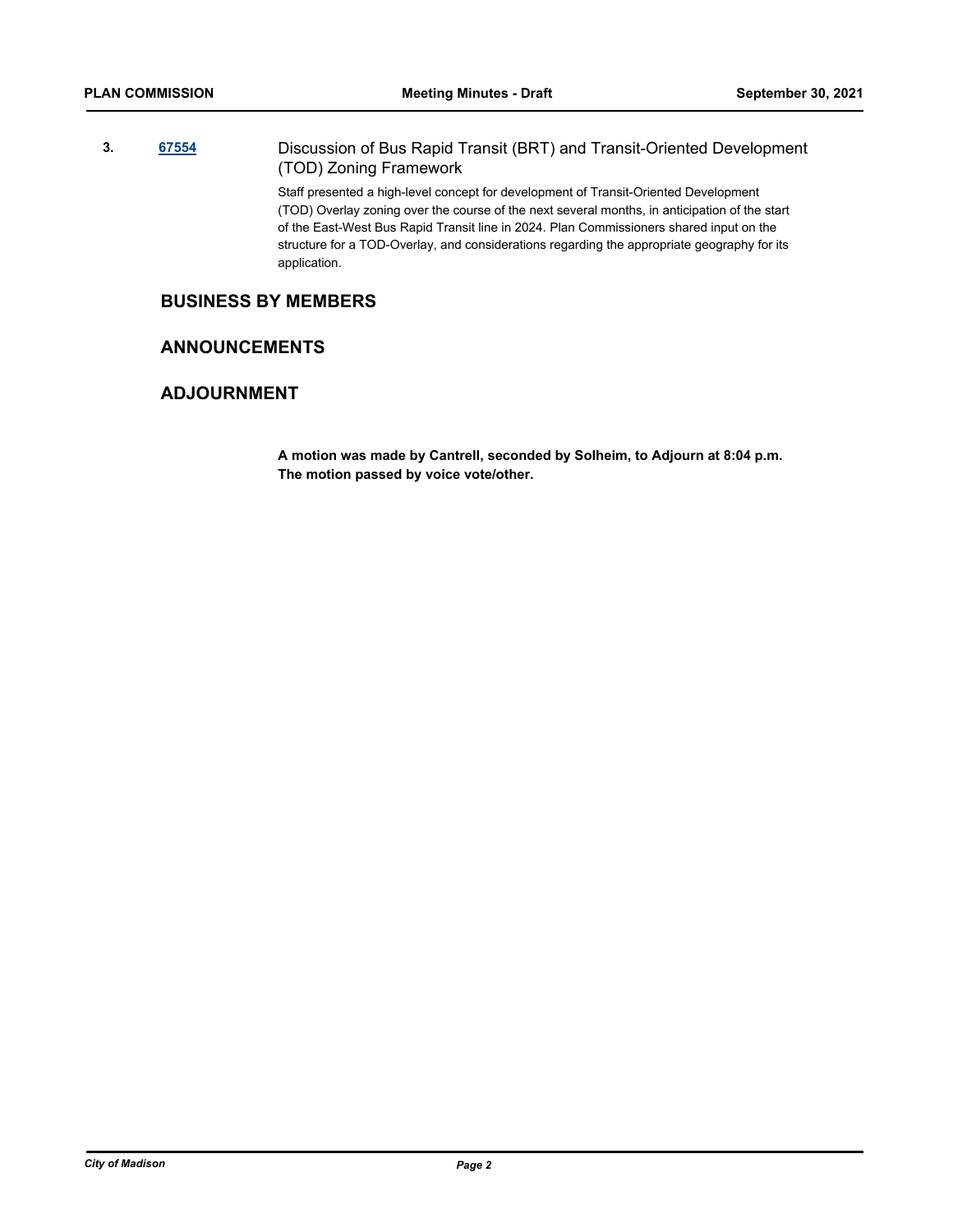3. **67554** Discussion of Bus Rapid Transit (BRT) and Transit-Oriented Development (TOD) Zoning Framework

Staff presented a high-level concept for development of Transit-Oriented Development (TOD) Overlay zoning over the course of the next several months, in anticipation of the start of the East-West Bus Rapid Transit line in 2024. Plan Commissioners shared input on the structure for a TOD-Overlay, and considerations regarding the appropriate geography for its application.

## BUSINESS BY MEMBERS

## ANNOUNCEMENTS

## ADJOURNMENT

**A motion was made by Cantrell, seconded by Solheim, to Adjourn at 8:04 p.m. The motion passed by voice vote/other.**